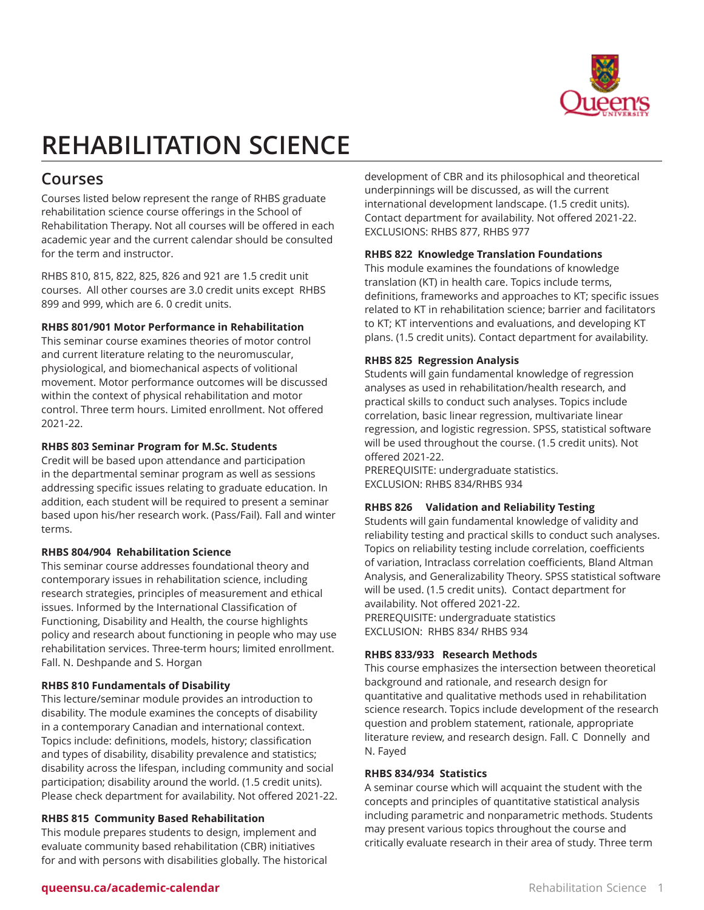# REHABILITATION SCIENCE

## Courses

Courses listed below represent the range of RHBS graduate rehabilitation science course offerings in the School of Rehabilitation Therapy. Not all courses will be offered in each academic year and the current calendar should be consulted for the term and instructor.

RHBS 810, 815, 822, 825, 826 and 921 are 1.5 credit unit courses. All other courses are 3.0 credit units except RHBS 899 and 999, which are 6. 0 credit units.

**RHBS 801/901 Motor Performance in Rehabilitation**
This seminar course examines theories of motor control and current literature relating to the neuromuscular, physiological, and biomechanical aspects of volitional movement. Motor performance outcomes will be discussed within the context of physical rehabilitation and motor control. Three term hours. Limited enrollment. Not offered 2021-22.

**RHBS 803 Seminar Program for M.Sc. Students**
Credit will be based upon attendance and participation in the departmental seminar program as well as sessions addressing specific issues relating to graduate education. In addition, each student will be required to present a seminar based upon his/her research work. (Pass/Fail). Fall and winter terms.

**RHBS 804/904 Rehabilitation Science**
This seminar course addresses foundational theory and contemporary issues in rehabilitation science, including research strategies, principles of measurement and ethical issues. Informed by the International Classification of Functioning, Disability and Health, the course highlights policy and research about functioning in people who may use rehabilitation services. Three-term hours; limited enrollment. Fall. N. Deshpande and S. Horgan

**RHBS 810 Fundamentals of Disability**
This lecture/seminar module provides an introduction to disability. The module examines the concepts of disability in a contemporary Canadian and international context. Topics include: definitions, models, history; classification and types of disability, disability prevalence and statistics; disability across the lifespan, including community and social participation; disability around the world. (1.5 credit units). Please check department for availability. Not offered 2021-22.

**RHBS 815 Community Based Rehabilitation**
This module prepares students to design, implement and evaluate community based rehabilitation (CBR) initiatives for and with persons with disabilities globally. The historical development of CBR and its philosophical and theoretical underpinnings will be discussed, as will the current international development landscape. (1.5 credit units). Contact department for availability. Not offered 2021-22.
EXCLUSIONS: RHBS 877, RHBS 977

**RHBS 822 Knowledge Translation Foundations**
This module examines the foundations of knowledge translation (KT) in health care. Topics include terms, definitions, frameworks and approaches to KT; specific issues related to KT in rehabilitation science; barrier and facilitators to KT; KT interventions and evaluations, and developing KT plans. (1.5 credit units). Contact department for availability.

**RHBS 825 Regression Analysis**
Students will gain fundamental knowledge of regression analyses as used in rehabilitation/health research, and practical skills to conduct such analyses. Topics include correlation, basic linear regression, multivariate linear regression, and logistic regression. SPSS, statistical software will be used throughout the course. (1.5 credit units). Not offered 2021-22.
PREREQUISITE: undergraduate statistics.
EXCLUSION: RHBS 834/RHBS 934

**RHBS 826 Validation and Reliability Testing**
Students will gain fundamental knowledge of validity and reliability testing and practical skills to conduct such analyses. Topics on reliability testing include correlation, coefficients of variation, Intraclass correlation coefficients, Bland Altman Analysis, and Generalizability Theory. SPSS statistical software will be used. (1.5 credit units). Contact department for availability. Not offered 2021-22.
PREREQUISITE: undergraduate statistics
EXCLUSION: RHBS 834/ RHBS 934

**RHBS 833/933 Research Methods**
This course emphasizes the intersection between theoretical background and rationale, and research design for quantitative and qualitative methods used in rehabilitation science research. Topics include development of the research question and problem statement, rationale, appropriate literature review, and research design. Fall. C Donnelly and N. Fayed

**RHBS 834/934 Statistics**
A seminar course which will acquaint the student with the concepts and principles of quantitative statistical analysis including parametric and nonparametric methods. Students may present various topics throughout the course and critically evaluate research in their area of study. Three term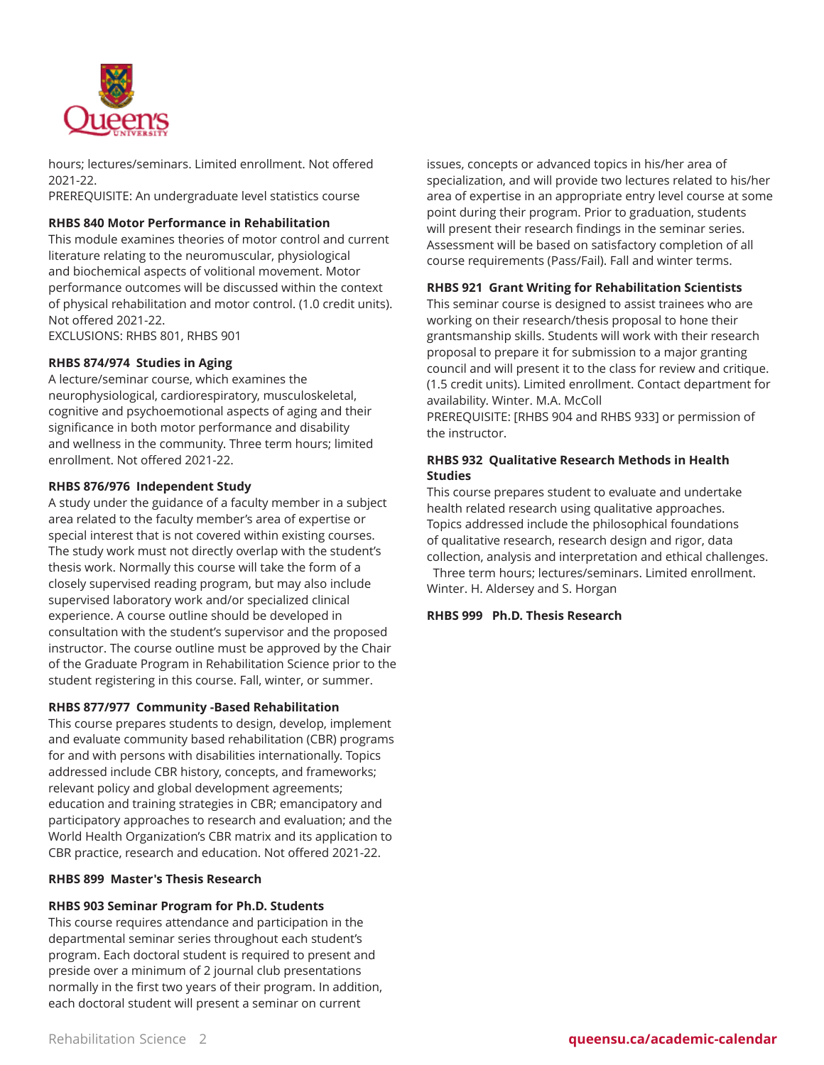hours; lectures/seminars. Limited enrollment. Not offered 2021-22.
PREREQUISITE: An undergraduate level statistics course

**RHBS 840 Motor Performance in Rehabilitation**
This module examines theories of motor control and current literature relating to the neuromuscular, physiological and biochemical aspects of volitional movement. Motor performance outcomes will be discussed within the context of physical rehabilitation and motor control. (1.0 credit units). Not offered 2021-22.
EXCLUSIONS: RHBS 801, RHBS 901

**RHBS 874/974 Studies in Aging**
A lecture/seminar course, which examines the neurophysiological, cardiorespiratory, musculoskeletal, cognitive and psychoemotional aspects of aging and their significance in both motor performance and disability and wellness in the community. Three term hours; limited enrollment. Not offered 2021-22.

**RHBS 876/976 Independent Study**
A study under the guidance of a faculty member in a subject area related to the faculty member's area of expertise or special interest that is not covered within existing courses. The study work must not directly overlap with the student's thesis work. Normally this course will take the form of a closely supervised reading program, but may also include supervised laboratory work and/or specialized clinical experience. A course outline should be developed in consultation with the student's supervisor and the proposed instructor. The course outline must be approved by the Chair of the Graduate Program in Rehabilitation Science prior to the student registering in this course. Fall, winter, or summer.

**RHBS 877/977 Community -Based Rehabilitation**
This course prepares students to design, develop, implement and evaluate community based rehabilitation (CBR) programs for and with persons with disabilities internationally. Topics addressed include CBR history, concepts, and frameworks; relevant policy and global development agreements; education and training strategies in CBR; emancipatory and participatory approaches to research and evaluation; and the World Health Organization's CBR matrix and its application to CBR practice, research and education. Not offered 2021-22.

**RHBS 899 Master's Thesis Research**

**RHBS 903 Seminar Program for Ph.D. Students**
This course requires attendance and participation in the departmental seminar series throughout each student's program. Each doctoral student is required to present and preside over a minimum of 2 journal club presentations normally in the first two years of their program. In addition, each doctoral student will present a seminar on current issues, concepts or advanced topics in his/her area of specialization, and will provide two lectures related to his/her area of expertise in an appropriate entry level course at some point during their program. Prior to graduation, students will present their research findings in the seminar series. Assessment will be based on satisfactory completion of all course requirements (Pass/Fail). Fall and winter terms.

**RHBS 921 Grant Writing for Rehabilitation Scientists**
This seminar course is designed to assist trainees who are working on their research/thesis proposal to hone their grantsmanship skills. Students will work with their research proposal to prepare it for submission to a major granting council and will present it to the class for review and critique. (1.5 credit units). Limited enrollment. Contact department for availability. Winter. M.A. McColl
PREREQUISITE: [RHBS 904 and RHBS 933] or permission of the instructor.

**RHBS 932 Qualitative Research Methods in Health Studies**
This course prepares student to evaluate and undertake health related research using qualitative approaches. Topics addressed include the philosophical foundations of qualitative research, research design and rigor, data collection, analysis and interpretation and ethical challenges. Three term hours; lectures/seminars. Limited enrollment. Winter. H. Aldersey and S. Horgan

**RHBS 999 Ph.D. Thesis Research**